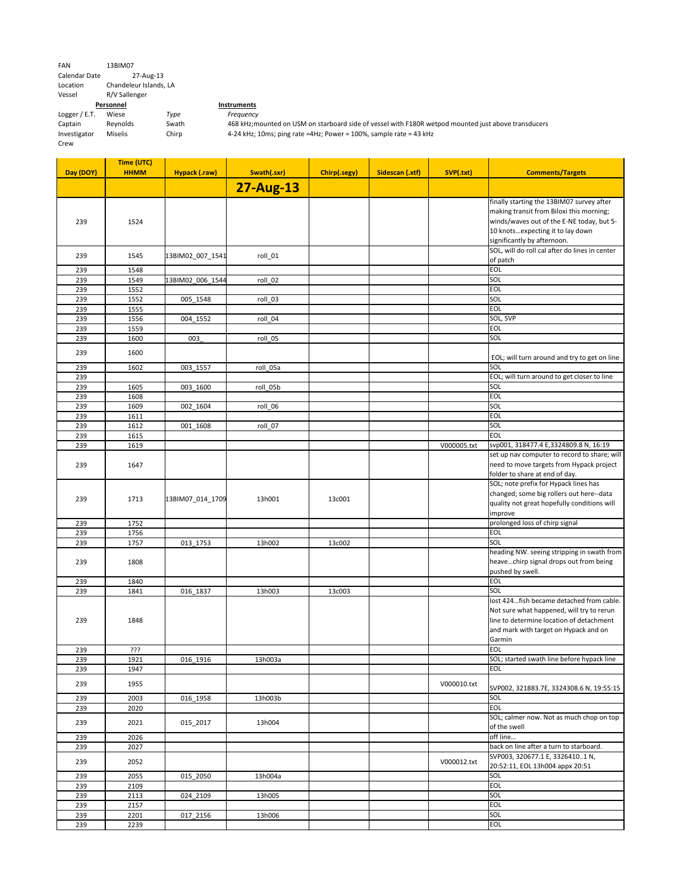| | |
|---|---|
| FAN | 13BIM07 |
| Calendar Date | 27-Aug-13 |
| Location | Chandeleur Islands, LA |
| Vessel | R/V Sallenger |

| Personnel | | Instruments | |
|---|---|---|---|
| Logger / E.T. | Wiese | *Type* | *Frequency* |
| Captain | Reynolds | Swath | 468 kHz;mounted on USM on starboard side of vessel with F180R wetpod mounted just above transducers |
| Investigator | Miselis | Chirp | 4-24 kHz; 10ms; ping rate =4Hz; Power = 100%, sample rate = 43 kHz |
| Crew | | | |

| Day (DOY) | Time (UTC) HHMM | Hypack (.raw) | Swath(.sxr) | Chirp(.segy) | Sidescan (.xtf) | SVP(.txt) | Comments/Targets |
|---|---|---|---|---|---|---|---|
| | | | **27-Aug-13** | | | | |
| 239 | 1524 | | | | | | finally starting the 13BIM07 survey after making transit from Biloxi this morning; winds/waves out of the E-NE today, but 5-10 knots…expecting it to lay down significantly by afternoon. |
| 239 | 1545 | 13BIM02_007_1541 | roll_01 | | | | SOL, will do roll cal after do lines in center of patch |
| 239 | 1548 | | | | | | EOL |
| 239 | 1549 | 13BIM02_006_1544 | roll_02 | | | | SOL |
| 239 | 1552 | | | | | | EOL |
| 239 | 1552 | 005_1548 | roll_03 | | | | SOL |
| 239 | 1555 | | | | | | EOL |
| 239 | 1556 | 004_1552 | roll_04 | | | | SOL, SVP |
| 239 | 1559 | | | | | | EOL |
| 239 | 1600 | 003_ | roll_05 | | | | SOL |
| 239 | 1600 | | | | | | EOL; will turn around and try to get on line |
| 239 | 1602 | 003_1557 | roll_05a | | | | SOL |
| 239 | | | | | | | EOL; will turn around to get closer to line |
| 239 | 1605 | 003_1600 | roll_05b | | | | SOL |
| 239 | 1608 | | | | | | EOL |
| 239 | 1609 | 002_1604 | roll_06 | | | | SOL |
| 239 | 1611 | | | | | | EOL |
| 239 | 1612 | 001_1608 | roll_07 | | | | SOL |
| 239 | 1615 | | | | | | EOL |
| 239 | 1619 | | | | | V000005.txt | svp001, 318477.4 E,3324809.8 N, 16:19 |
| 239 | 1647 | | | | | | set up nav computer to record to share; will need to move targets from Hypack project folder to share at end of day. |
| 239 | 1713 | 13BIM07_014_1709 | 13h001 | 13c001 | | | SOL; note prefix for Hypack lines has changed; some big rollers out here--data quality not great hopefully conditions will improve |
| 239 | 1752 | | | | | | prolonged loss of chirp signal |
| 239 | 1756 | | | | | | EOL |
| 239 | 1757 | 013_1753 | 13h002 | 13c002 | | | SOL |
| 239 | 1808 | | | | | | heading NW. seeing stripping in swath from heave…chirp signal drops out from being pushed by swell. |
| 239 | 1840 | | | | | | EOL |
| 239 | 1841 | 016_1837 | 13h003 | 13c003 | | | SOL |
| 239 | 1848 | | | | | | lost 424…fish became detached from cable. Not sure what happened, will try to rerun line to determine location of detachment and mark with target on Hypack and on Garmin |
| 239 | ??? | | | | | | EOL |
| 239 | 1921 | 016_1916 | 13h003a | | | | SOL; started swath line before hypack line |
| 239 | 1947 | | | | | | EOL |
| 239 | 1955 | | | | | V000010.txt | SVP002, 321883.7E, 3324308.6 N, 19:55:15 |
| 239 | 2003 | 016_1958 | 13h003b | | | | SOL |
| 239 | 2020 | | | | | | EOL |
| 239 | 2021 | 015_2017 | 13h004 | | | | SOL; calmer now. Not as much chop on top of the swell |
| 239 | 2026 | | | | | | off line… |
| 239 | 2027 | | | | | | back on line after a turn to starboard. |
| 239 | 2052 | | | | | V000012.txt | SVP003, 320677.1 E, 3326410..1 N, 20:52:11, EOL 13h004 appx 20:51 |
| 239 | 2055 | 015_2050 | 13h004a | | | | SOL |
| 239 | 2109 | | | | | | EOL |
| 239 | 2113 | 024_2109 | 13h005 | | | | SOL |
| 239 | 2157 | | | | | | EOL |
| 239 | 2201 | 017_2156 | 13h006 | | | | SOL |
| 239 | 2239 | | | | | | EOL |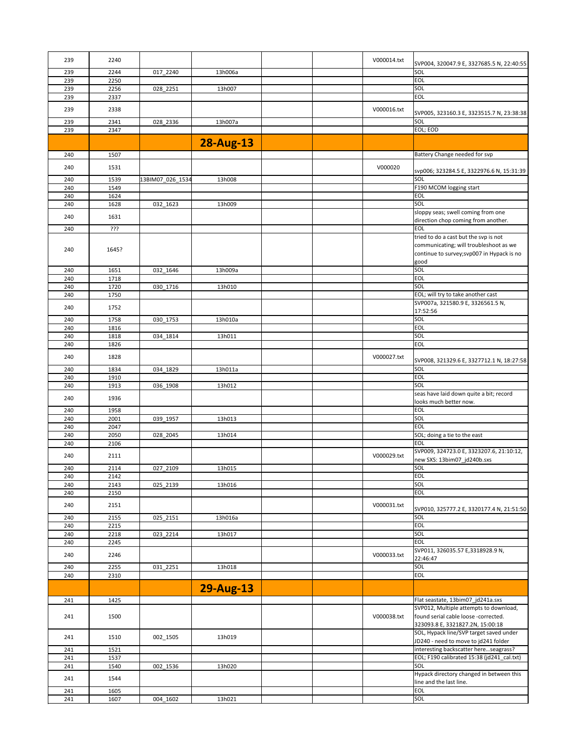| | | | | | | | |
|---|---|---|---|---|---|---|---|
| 239 | 2240 | | | | | V000014.txt | SVP004, 320047.9 E, 3327685.5 N, 22:40:55 |
| 239 | 2244 | 017_2240 | 13h006a | | | | SOL |
| 239 | 2250 | | | | | | EOL |
| 239 | 2256 | 028_2251 | 13h007 | | | | SOL |
| 239 | 2337 | | | | | | EOL |
| 239 | 2338 | | | | | V000016.txt | SVP005, 323160.3 E, 3323515.7 N, 23:38:38 |
| 239 | 2341 | 028_2336 | 13h007a | | | | SOL |
| 239 | 2347 | | | | | | EOL; EOD |
| | | | **28-Aug-13** | | | | |
| 240 | 1507 | | | | | | Battery Change needed for svp |
| 240 | 1531 | | | | | V000020 | svp006; 323284.5 E, 3322976.6 N, 15:31:39 |
| 240 | 1539 | 13BIM07_026_1534 | 13h008 | | | | SOL |
| 240 | 1549 | | | | | | F190 MCOM logging start |
| 240 | 1624 | | | | | | EOL |
| 240 | 1628 | 032_1623 | 13h009 | | | | SOL |
| 240 | 1631 | | | | | | sloppy seas; swell coming from one direction chop coming from another. |
| 240 | ??? | | | | | | EOL |
| 240 | 1645? | | | | | | tried to do a cast but the svp is not communicating; will troubleshoot as we continue to survey;svp007 in Hypack is no good |
| 240 | 1651 | 032_1646 | 13h009a | | | | SOL |
| 240 | 1718 | | | | | | EOL |
| 240 | 1720 | 030_1716 | 13h010 | | | | SOL |
| 240 | 1750 | | | | | | EOL; will try to take another cast |
| 240 | 1752 | | | | | | SVP007a, 321580.9 E, 3326561.5 N, 17:52:56 |
| 240 | 1758 | 030_1753 | 13h010a | | | | SOL |
| 240 | 1816 | | | | | | EOL |
| 240 | 1818 | 034_1814 | 13h011 | | | | SOL |
| 240 | 1826 | | | | | | EOL |
| 240 | 1828 | | | | | V000027.txt | SVP008, 321329.6 E, 3327712.1 N, 18:27:58 |
| 240 | 1834 | 034_1829 | 13h011a | | | | SOL |
| 240 | 1910 | | | | | | EOL |
| 240 | 1913 | 036_1908 | 13h012 | | | | SOL |
| 240 | 1936 | | | | | | seas have laid down quite a bit; record looks much better now. |
| 240 | 1958 | | | | | | EOL |
| 240 | 2001 | 039_1957 | 13h013 | | | | SOL |
| 240 | 2047 | | | | | | EOL |
| 240 | 2050 | 028_2045 | 13h014 | | | | SOL; doing a tie to the east |
| 240 | 2106 | | | | | | EOL |
| 240 | 2111 | | | | | V000029.txt | SVP009, 324723.0 E, 3323207.6, 21:10:12, new SXS: 13bim07_jd240b.sxs |
| 240 | 2114 | 027_2109 | 13h015 | | | | SOL |
| 240 | 2142 | | | | | | EOL |
| 240 | 2143 | 025_2139 | 13h016 | | | | SOL |
| 240 | 2150 | | | | | | EOL |
| 240 | 2151 | | | | | V000031.txt | SVP010, 325777.2 E, 3320177.4 N, 21:51:50 |
| 240 | 2155 | 025_2151 | 13h016a | | | | SOL |
| 240 | 2215 | | | | | | EOL |
| 240 | 2218 | 023_2214 | 13h017 | | | | SOL |
| 240 | 2245 | | | | | | EOL |
| 240 | 2246 | | | | | V000033.txt | SVP011, 326035.57 E,3318928.9 N, 22:46:47 |
| 240 | 2255 | 031_2251 | 13h018 | | | | SOL |
| 240 | 2310 | | | | | | EOL |
| | | | **29-Aug-13** | | | | |
| 241 | 1425 | | | | | | Flat seastate, 13bim07_jd241a.sxs |
| 241 | 1500 | | | | | V000038.txt | SVP012, Multiple attempts to download, found serial cable loose -corrected. 323093.8 E, 3321827.2N, 15:00:18 |
| 241 | 1510 | 002_1505 | 13h019 | | | | SOL, Hypack line/SVP target saved under JD240 - need to move to jd241 folder |
| 241 | 1521 | | | | | | interesting backscatter here…seagrass? |
| 241 | 1537 | | | | | | EOL; F190 calibrated 15:38 (jd241_cal.txt) |
| 241 | 1540 | 002_1536 | 13h020 | | | | SOL |
| 241 | 1544 | | | | | | Hypack directory changed in between this line and the last line. |
| 241 | 1605 | | | | | | EOL |
| 241 | 1607 | 004_1602 | 13h021 | | | | SOL |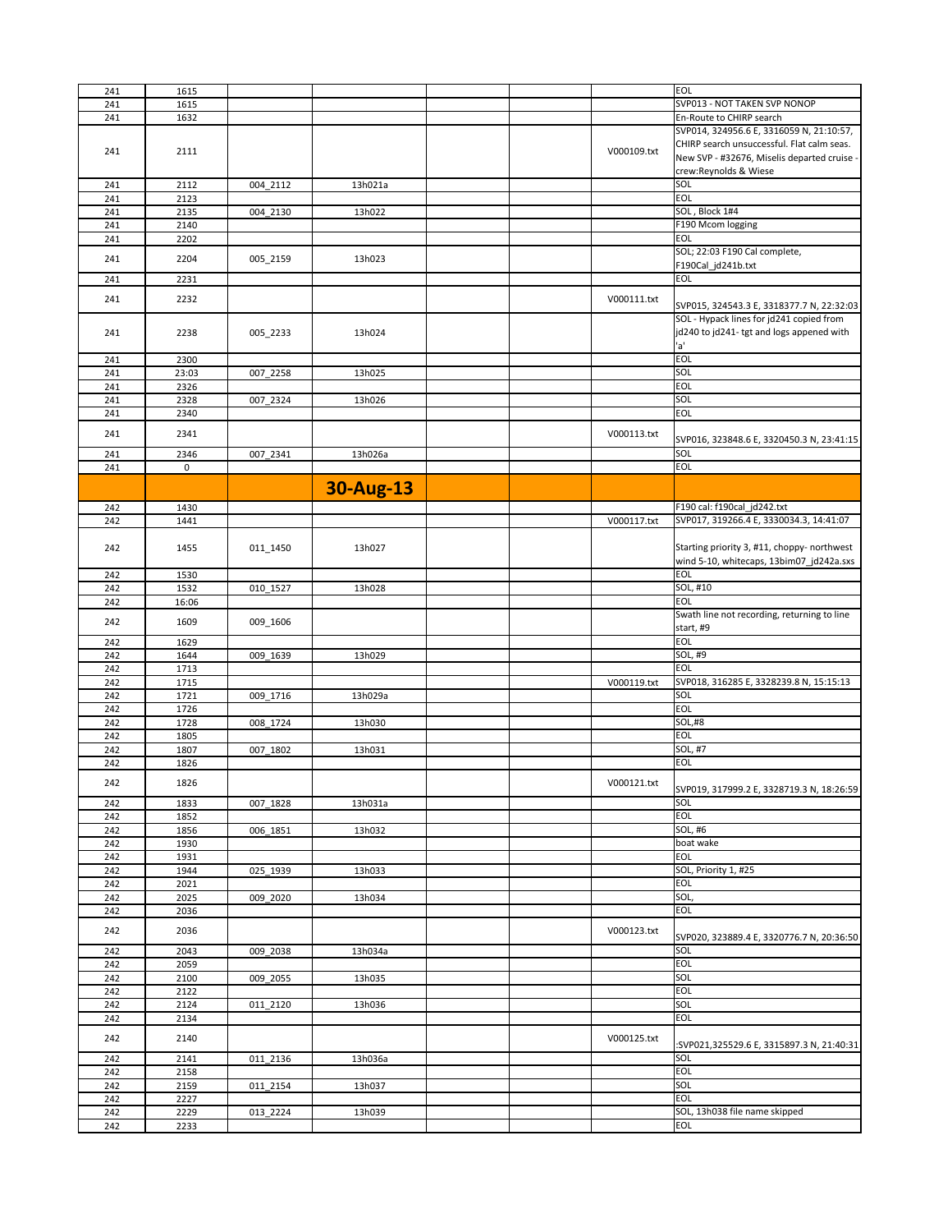| | | | | | | | |
|---|---|---|---|---|---|---|---|
| 241 | 1615 | | | | | | EOL |
| 241 | 1615 | | | | | | SVP013 - NOT TAKEN SVP NONOP |
| 241 | 1632 | | | | | | En-Route to CHIRP search |
| 241 | 2111 | | | | | V000109.txt | SVP014, 324956.6 E, 3316059 N, 21:10:57, CHIRP search unsuccessful. Flat calm seas. New SVP - #32676, Miselis departed cruise - crew:Reynolds & Wiese |
| 241 | 2112 | 004_2112 | 13h021a | | | | SOL |
| 241 | 2123 | | | | | | EOL |
| 241 | 2135 | 004_2130 | 13h022 | | | | SOL , Block 1#4 |
| 241 | 2140 | | | | | | F190 Mcom logging |
| 241 | 2202 | | | | | | EOL |
| 241 | 2204 | 005_2159 | 13h023 | | | | SOL; 22:03 F190 Cal complete, F190Cal_jd241b.txt |
| 241 | 2231 | | | | | | EOL |
| 241 | 2232 | | | | | V000111.txt | SVP015, 324543.3 E, 3318377.7 N, 22:32:03 |
| 241 | 2238 | 005_2233 | 13h024 | | | | SOL - Hypack lines for jd241 copied from jd240 to jd241- tgt and logs appened with 'a' |
| 241 | 2300 | | | | | | EOL |
| 241 | 23:03 | 007_2258 | 13h025 | | | | SOL |
| 241 | 2326 | | | | | | EOL |
| 241 | 2328 | 007_2324 | 13h026 | | | | SOL |
| 241 | 2340 | | | | | | EOL |
| 241 | 2341 | | | | | V000113.txt | SVP016, 323848.6 E, 3320450.3 N, 23:41:15 |
| 241 | 2346 | 007_2341 | 13h026a | | | | SOL |
| 241 | 0 | | | | | | EOL |
| | | | **30-Aug-13** | | | | |
| 242 | 1430 | | | | | | F190 cal: f190cal_jd242.txt |
| 242 | 1441 | | | | | V000117.txt | SVP017, 319266.4 E, 3330034.3, 14:41:07 |
| 242 | 1455 | 011_1450 | 13h027 | | | | Starting priority 3, #11, choppy- northwest wind 5-10, whitecaps, 13bim07_jd242a.sxs |
| 242 | 1530 | | | | | | EOL |
| 242 | 1532 | 010_1527 | 13h028 | | | | SOL, #10 |
| 242 | 16:06 | | | | | | EOL |
| 242 | 1609 | 009_1606 | | | | | Swath line not recording, returning to line start, #9 |
| 242 | 1629 | | | | | | EOL |
| 242 | 1644 | 009_1639 | 13h029 | | | | SOL, #9 |
| 242 | 1713 | | | | | | EOL |
| 242 | 1715 | | | | | V000119.txt | SVP018, 316285 E, 3328239.8 N, 15:15:13 |
| 242 | 1721 | 009_1716 | 13h029a | | | | SOL |
| 242 | 1726 | | | | | | EOL |
| 242 | 1728 | 008_1724 | 13h030 | | | | SOL,#8 |
| 242 | 1805 | | | | | | EOL |
| 242 | 1807 | 007_1802 | 13h031 | | | | SOL, #7 |
| 242 | 1826 | | | | | | EOL |
| 242 | 1826 | | | | | V000121.txt | SVP019, 317999.2 E, 3328719.3 N, 18:26:59 |
| 242 | 1833 | 007_1828 | 13h031a | | | | SOL |
| 242 | 1852 | | | | | | EOL |
| 242 | 1856 | 006_1851 | 13h032 | | | | SOL, #6 |
| 242 | 1930 | | | | | | boat wake |
| 242 | 1931 | | | | | | EOL |
| 242 | 1944 | 025_1939 | 13h033 | | | | SOL, Priority 1, #25 |
| 242 | 2021 | | | | | | EOL |
| 242 | 2025 | 009_2020 | 13h034 | | | | SOL, |
| 242 | 2036 | | | | | | EOL |
| 242 | 2036 | | | | | V000123.txt | SVP020, 323889.4 E, 3320776.7 N, 20:36:50 |
| 242 | 2043 | 009_2038 | 13h034a | | | | SOL |
| 242 | 2059 | | | | | | EOL |
| 242 | 2100 | 009_2055 | 13h035 | | | | SOL |
| 242 | 2122 | | | | | | EOL |
| 242 | 2124 | 011_2120 | 13h036 | | | | SOL |
| 242 | 2134 | | | | | | EOL |
| 242 | 2140 | | | | | V000125.txt | :SVP021,325529.6 E, 3315897.3 N, 21:40:31 |
| 242 | 2141 | 011_2136 | 13h036a | | | | SOL |
| 242 | 2158 | | | | | | EOL |
| 242 | 2159 | 011_2154 | 13h037 | | | | SOL |
| 242 | 2227 | | | | | | EOL |
| 242 | 2229 | 013_2224 | 13h039 | | | | SOL, 13h038 file name skipped |
| 242 | 2233 | | | | | | EOL |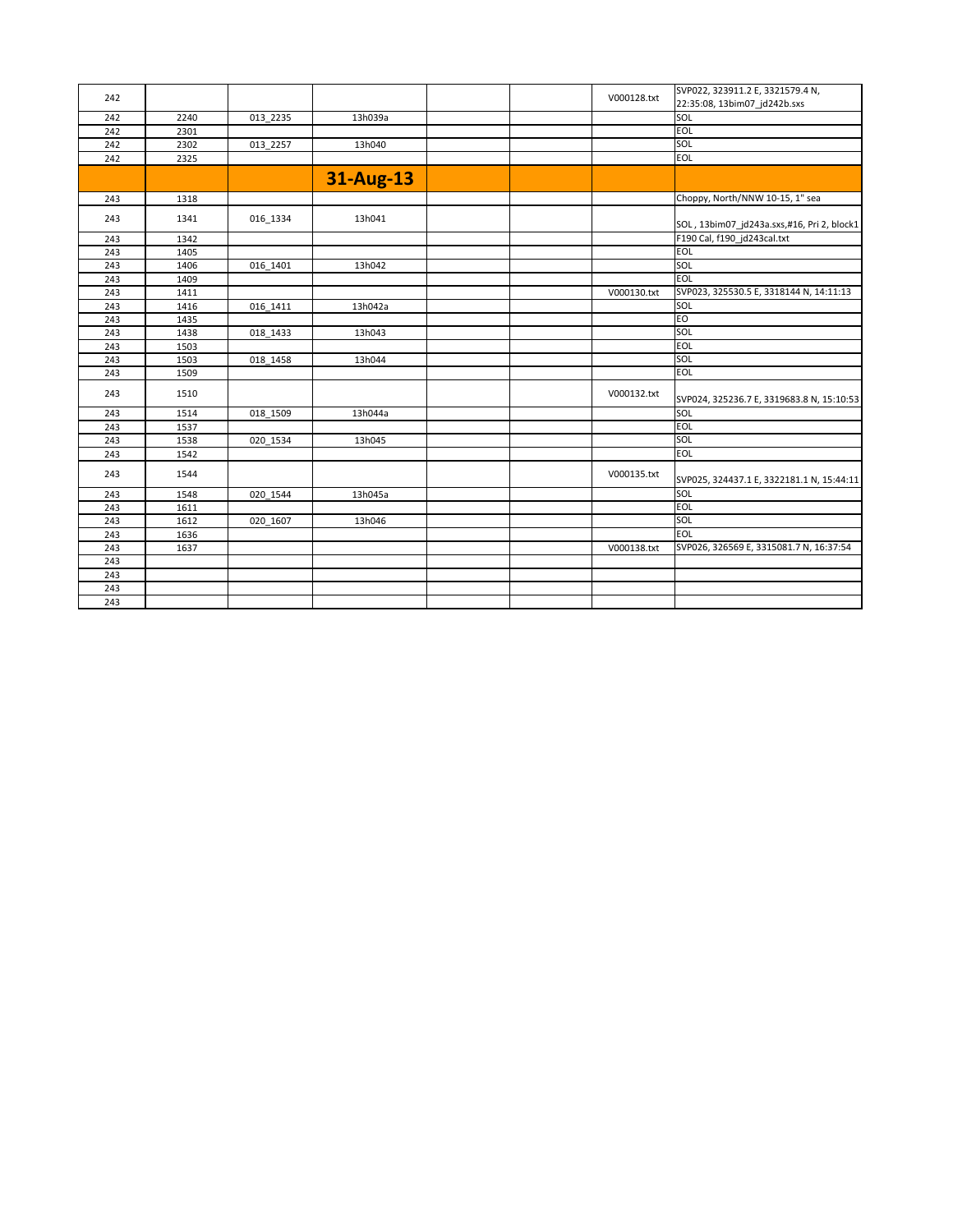| | | | | | | | |
|---|---|---|---|---|---|---|---|
| 242 | | | | | | V000128.txt | SVP022, 323911.2 E, 3321579.4 N, 22:35:08, 13bim07_jd242b.sxs |
| 242 | 2240 | 013_2235 | 13h039a | | | | SOL |
| 242 | 2301 | | | | | | EOL |
| 242 | 2302 | 013_2257 | 13h040 | | | | SOL |
| 242 | 2325 | | | | | | EOL |
| | | | **31-Aug-13** | | | | |
| 243 | 1318 | | | | | | Choppy, North/NNW 10-15, 1" sea |
| 243 | 1341 | 016_1334 | 13h041 | | | | SOL , 13bim07_jd243a.sxs,#16, Pri 2, block1 |
| 243 | 1342 | | | | | | F190 Cal, f190_jd243cal.txt |
| 243 | 1405 | | | | | | EOL |
| 243 | 1406 | 016_1401 | 13h042 | | | | SOL |
| 243 | 1409 | | | | | | EOL |
| 243 | 1411 | | | | | V000130.txt | SVP023, 325530.5 E, 3318144 N, 14:11:13 |
| 243 | 1416 | 016_1411 | 13h042a | | | | SOL |
| 243 | 1435 | | | | | | EO |
| 243 | 1438 | 018_1433 | 13h043 | | | | SOL |
| 243 | 1503 | | | | | | EOL |
| 243 | 1503 | 018_1458 | 13h044 | | | | SOL |
| 243 | 1509 | | | | | | EOL |
| 243 | 1510 | | | | | V000132.txt | SVP024, 325236.7 E, 3319683.8 N, 15:10:53 |
| 243 | 1514 | 018_1509 | 13h044a | | | | SOL |
| 243 | 1537 | | | | | | EOL |
| 243 | 1538 | 020_1534 | 13h045 | | | | SOL |
| 243 | 1542 | | | | | | EOL |
| 243 | 1544 | | | | | V000135.txt | SVP025, 324437.1 E, 3322181.1 N, 15:44:11 |
| 243 | 1548 | 020_1544 | 13h045a | | | | SOL |
| 243 | 1611 | | | | | | EOL |
| 243 | 1612 | 020_1607 | 13h046 | | | | SOL |
| 243 | 1636 | | | | | | EOL |
| 243 | 1637 | | | | | V000138.txt | SVP026, 326569 E, 3315081.7 N, 16:37:54 |
| 243 | | | | | | | |
| 243 | | | | | | | |
| 243 | | | | | | | |
| 243 | | | | | | | |